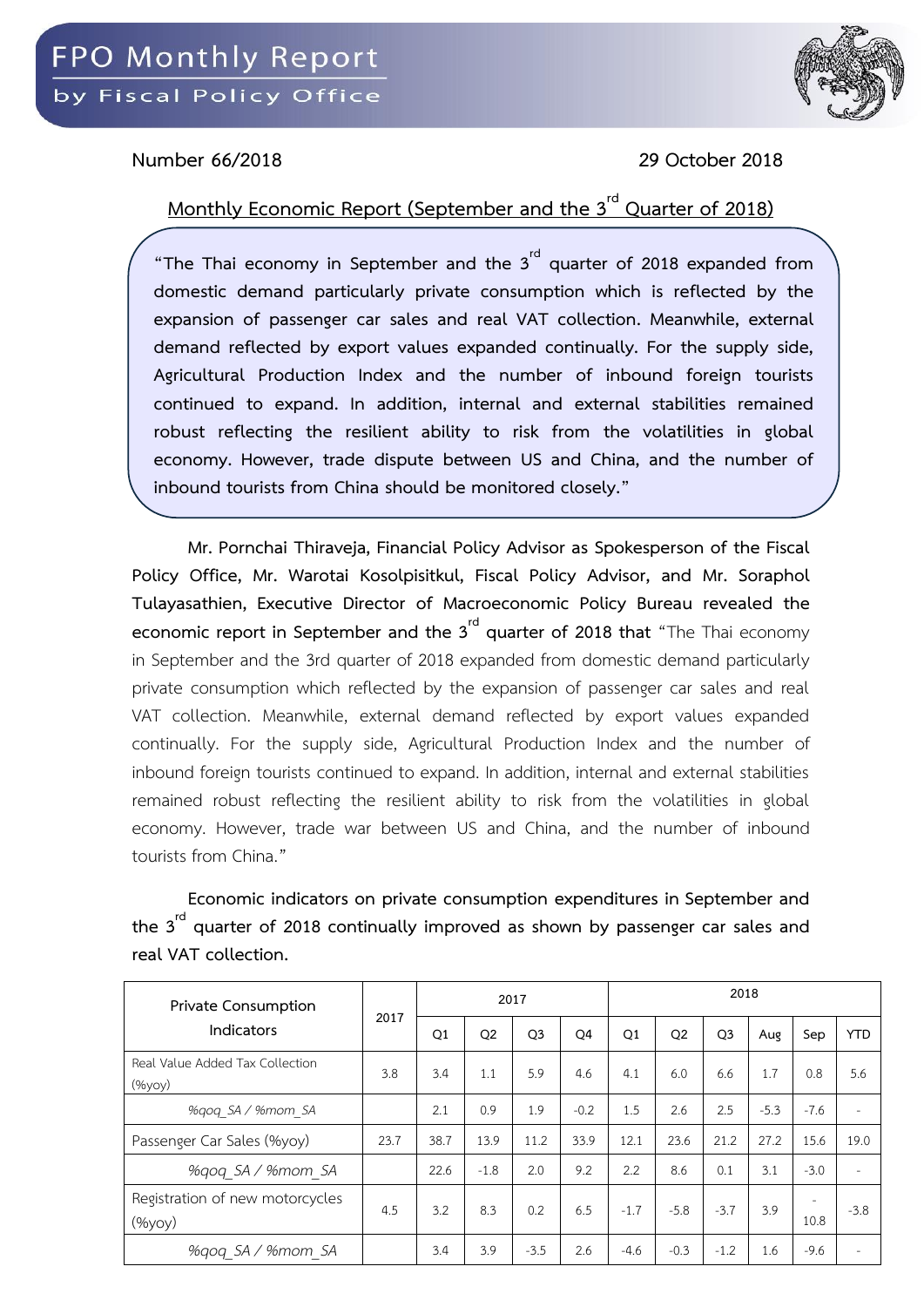# FPO Monthly Report

by Fiscal Policy Office

Number 66/2018 29 October 2018

## Monthly Economic Report (September and the 3rd Quarter of 2018)

**"The Thai economy in September and the 3rd quarter of 2018 expanded from domestic demand particularly private consumption which is reflected by the expansion of passenger car sales and real VAT collection. Meanwhile, external demand reflected by export values expanded continually. For the supply side, Agricultural Production Index and the number of inbound foreign tourists continued to expand. In addition, internal and external stabilities remained robust reflecting the resilient ability to risk from the volatilities in global economy. However, trade dispute between US and China, and the number of inbound tourists from China should be monitored closely."**

**Mr. Pornchai Thiraveja, Financial Policy Advisor as Spokesperson of the Fiscal Policy Office, Mr. Warotai Kosolpisitkul, Fiscal Policy Advisor, and Mr. Soraphol Tulayasathien, Executive Director of Macroeconomic Policy Bureau revealed the economic report in September and the 3rd quarter of 2018 that** "The Thai economy in September and the 3rd quarter of 2018 expanded from domestic demand particularly private consumption which reflected by the expansion of passenger car sales and real VAT collection. Meanwhile, external demand reflected by export values expanded continually. For the supply side, Agricultural Production Index and the number of inbound foreign tourists continued to expand. In addition, internal and external stabilities remained robust reflecting the resilient ability to risk from the volatilities in global economy. However, trade war between US and China, and the number of inbound tourists from China."

**Economic indicators on private consumption expenditures in September and the 3rd quarter of 2018 continually improved as shown by passenger car sales and real VAT collection.**

| Private Consumption Indicators | 2017 | 2017 | | | | 2018 | | | | | |
|---|---|---|---|---|---|---|---|---|---|---|---|
| | | Q1 | Q2 | Q3 | Q4 | Q1 | Q2 | Q3 | Aug | Sep | YTD |
| Real Value Added Tax Collection (%yoy) | 3.8 | 3.4 | 1.1 | 5.9 | 4.6 | 4.1 | 6.0 | 6.6 | 1.7 | 0.8 | 5.6 |
| *%qoq_SA / %mom_SA* | | 2.1 | 0.9 | 1.9 | -0.2 | 1.5 | 2.6 | 2.5 | -5.3 | -7.6 | - |
| Passenger Car Sales (%yoy) | 23.7 | 38.7 | 13.9 | 11.2 | 33.9 | 12.1 | 23.6 | 21.2 | 27.2 | 15.6 | 19.0 |
| *%qoq_SA / %mom_SA* | | 22.6 | -1.8 | 2.0 | 9.2 | 2.2 | 8.6 | 0.1 | 3.1 | -3.0 | - |
| Registration of new motorcycles (%yoy) | 4.5 | 3.2 | 8.3 | 0.2 | 6.5 | -1.7 | -5.8 | -3.7 | 3.9 | -10.8 | -3.8 |
| *%qoq_SA / %mom_SA* | | 3.4 | 3.9 | -3.5 | 2.6 | -4.6 | -0.3 | -1.2 | 1.6 | -9.6 | - |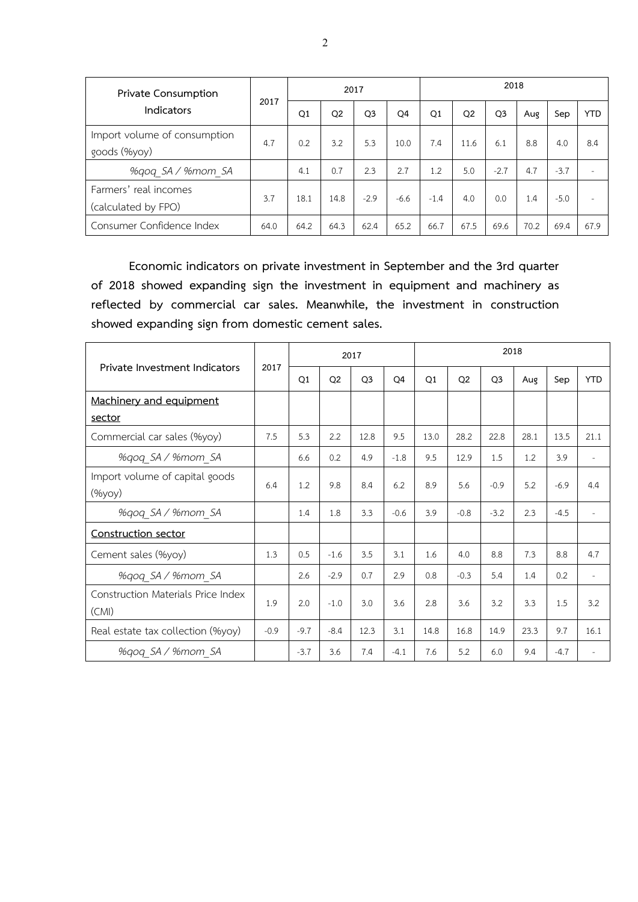| Private Consumption Indicators | 2017 | 2017 | | | | 2018 | | | | | |
|---|---|---|---|---|---|---|---|---|---|---|---|
| | | Q1 | Q2 | Q3 | Q4 | Q1 | Q2 | Q3 | Aug | Sep | YTD |
| Import volume of consumption goods (%yoy) | 4.7 | 0.2 | 3.2 | 5.3 | 10.0 | 7.4 | 11.6 | 6.1 | 8.8 | 4.0 | 8.4 |
| *%qoq_SA / %mom_SA* | | 4.1 | 0.7 | 2.3 | 2.7 | 1.2 | 5.0 | -2.7 | 4.7 | -3.7 | - |
| Farmers' real incomes (calculated by FPO) | 3.7 | 18.1 | 14.8 | -2.9 | -6.6 | -1.4 | 4.0 | 0.0 | 1.4 | -5.0 | - |
| Consumer Confidence Index | 64.0 | 64.2 | 64.3 | 62.4 | 65.2 | 66.7 | 67.5 | 69.6 | 70.2 | 69.4 | 67.9 |

**Economic indicators on private investment in September and the 3rd quarter of 2018 showed expanding sign the investment in equipment and machinery as reflected by commercial car sales. Meanwhile, the investment in construction showed expanding sign from domestic cement sales.**

| Private Investment Indicators | 2017 | 2017 | | | | 2018 | | | | | |
|---|---|---|---|---|---|---|---|---|---|---|---|
| | | Q1 | Q2 | Q3 | Q4 | Q1 | Q2 | Q3 | Aug | Sep | YTD |
| <u>Machinery and equipment sector</u> | | | | | | | | | | | |
| Commercial car sales (%yoy) | 7.5 | 5.3 | 2.2 | 12.8 | 9.5 | 13.0 | 28.2 | 22.8 | 28.1 | 13.5 | 21.1 |
| *%qoq_SA / %mom_SA* | | 6.6 | 0.2 | 4.9 | -1.8 | 9.5 | 12.9 | 1.5 | 1.2 | 3.9 | - |
| Import volume of capital goods (%yoy) | 6.4 | 1.2 | 9.8 | 8.4 | 6.2 | 8.9 | 5.6 | -0.9 | 5.2 | -6.9 | 4.4 |
| *%qoq_SA / %mom_SA* | | 1.4 | 1.8 | 3.3 | -0.6 | 3.9 | -0.8 | -3.2 | 2.3 | -4.5 | - |
| <u>Construction sector</u> | | | | | | | | | | | |
| Cement sales (%yoy) | 1.3 | 0.5 | -1.6 | 3.5 | 3.1 | 1.6 | 4.0 | 8.8 | 7.3 | 8.8 | 4.7 |
| *%qoq_SA / %mom_SA* | | 2.6 | -2.9 | 0.7 | 2.9 | 0.8 | -0.3 | 5.4 | 1.4 | 0.2 | - |
| Construction Materials Price Index (CMI) | 1.9 | 2.0 | -1.0 | 3.0 | 3.6 | 2.8 | 3.6 | 3.2 | 3.3 | 1.5 | 3.2 |
| Real estate tax collection (%yoy) | -0.9 | -9.7 | -8.4 | 12.3 | 3.1 | 14.8 | 16.8 | 14.9 | 23.3 | 9.7 | 16.1 |
| *%qoq_SA / %mom_SA* | | -3.7 | 3.6 | 7.4 | -4.1 | 7.6 | 5.2 | 6.0 | 9.4 | -4.7 | - |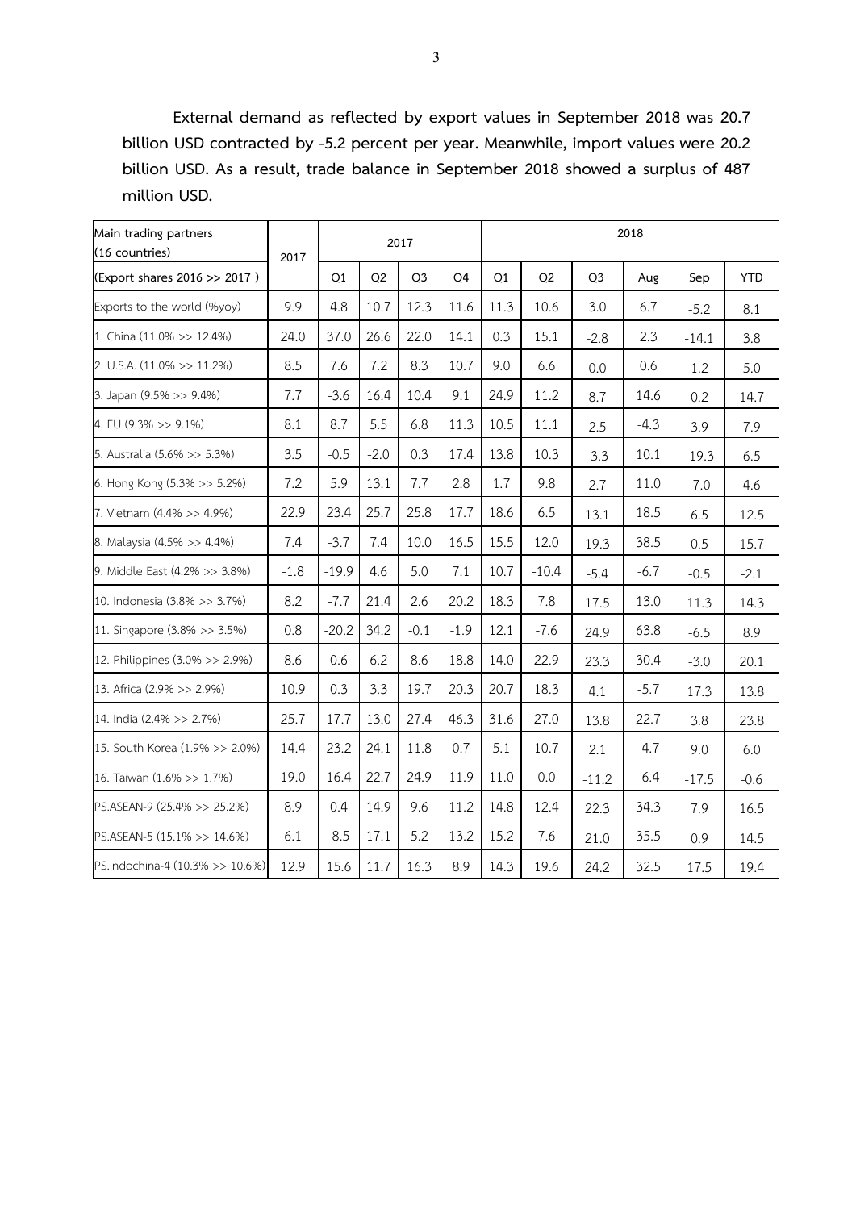**External demand as reflected by export values in September 2018 was 20.7 billion USD contracted by -5.2 percent per year. Meanwhile, import values were 20.2 billion USD. As a result, trade balance in September 2018 showed a surplus of 487 million USD.**

| Main trading partners (16 countries) | 2017 | 2017 | | | | 2018 | | | | | |
|---|---|---|---|---|---|---|---|---|---|---|---|
| (Export shares 2016 >> 2017 ) | | Q1 | Q2 | Q3 | Q4 | Q1 | Q2 | Q3 | Aug | Sep | YTD |
| Exports to the world (%yoy) | 9.9 | 4.8 | 10.7 | 12.3 | 11.6 | 11.3 | 10.6 | 3.0 | 6.7 | -5.2 | 8.1 |
| 1. China (11.0% >> 12.4%) | 24.0 | 37.0 | 26.6 | 22.0 | 14.1 | 0.3 | 15.1 | -2.8 | 2.3 | -14.1 | 3.8 |
| 2. U.S.A. (11.0% >> 11.2%) | 8.5 | 7.6 | 7.2 | 8.3 | 10.7 | 9.0 | 6.6 | 0.0 | 0.6 | 1.2 | 5.0 |
| 3. Japan (9.5% >> 9.4%) | 7.7 | -3.6 | 16.4 | 10.4 | 9.1 | 24.9 | 11.2 | 8.7 | 14.6 | 0.2 | 14.7 |
| 4. EU (9.3% >> 9.1%) | 8.1 | 8.7 | 5.5 | 6.8 | 11.3 | 10.5 | 11.1 | 2.5 | -4.3 | 3.9 | 7.9 |
| 5. Australia (5.6% >> 5.3%) | 3.5 | -0.5 | -2.0 | 0.3 | 17.4 | 13.8 | 10.3 | -3.3 | 10.1 | -19.3 | 6.5 |
| 6. Hong Kong (5.3% >> 5.2%) | 7.2 | 5.9 | 13.1 | 7.7 | 2.8 | 1.7 | 9.8 | 2.7 | 11.0 | -7.0 | 4.6 |
| 7. Vietnam (4.4% >> 4.9%) | 22.9 | 23.4 | 25.7 | 25.8 | 17.7 | 18.6 | 6.5 | 13.1 | 18.5 | 6.5 | 12.5 |
| 8. Malaysia (4.5% >> 4.4%) | 7.4 | -3.7 | 7.4 | 10.0 | 16.5 | 15.5 | 12.0 | 19.3 | 38.5 | 0.5 | 15.7 |
| 9. Middle East (4.2% >> 3.8%) | -1.8 | -19.9 | 4.6 | 5.0 | 7.1 | 10.7 | -10.4 | -5.4 | -6.7 | -0.5 | -2.1 |
| 10. Indonesia (3.8% >> 3.7%) | 8.2 | -7.7 | 21.4 | 2.6 | 20.2 | 18.3 | 7.8 | 17.5 | 13.0 | 11.3 | 14.3 |
| 11. Singapore (3.8% >> 3.5%) | 0.8 | -20.2 | 34.2 | -0.1 | -1.9 | 12.1 | -7.6 | 24.9 | 63.8 | -6.5 | 8.9 |
| 12. Philippines (3.0% >> 2.9%) | 8.6 | 0.6 | 6.2 | 8.6 | 18.8 | 14.0 | 22.9 | 23.3 | 30.4 | -3.0 | 20.1 |
| 13. Africa (2.9% >> 2.9%) | 10.9 | 0.3 | 3.3 | 19.7 | 20.3 | 20.7 | 18.3 | 4.1 | -5.7 | 17.3 | 13.8 |
| 14. India (2.4% >> 2.7%) | 25.7 | 17.7 | 13.0 | 27.4 | 46.3 | 31.6 | 27.0 | 13.8 | 22.7 | 3.8 | 23.8 |
| 15. South Korea (1.9% >> 2.0%) | 14.4 | 23.2 | 24.1 | 11.8 | 0.7 | 5.1 | 10.7 | 2.1 | -4.7 | 9.0 | 6.0 |
| 16. Taiwan (1.6% >> 1.7%) | 19.0 | 16.4 | 22.7 | 24.9 | 11.9 | 11.0 | 0.0 | -11.2 | -6.4 | -17.5 | -0.6 |
| PS.ASEAN-9 (25.4% >> 25.2%) | 8.9 | 0.4 | 14.9 | 9.6 | 11.2 | 14.8 | 12.4 | 22.3 | 34.3 | 7.9 | 16.5 |
| PS.ASEAN-5 (15.1% >> 14.6%) | 6.1 | -8.5 | 17.1 | 5.2 | 13.2 | 15.2 | 7.6 | 21.0 | 35.5 | 0.9 | 14.5 |
| PS.Indochina-4 (10.3% >> 10.6%) | 12.9 | 15.6 | 11.7 | 16.3 | 8.9 | 14.3 | 19.6 | 24.2 | 32.5 | 17.5 | 19.4 |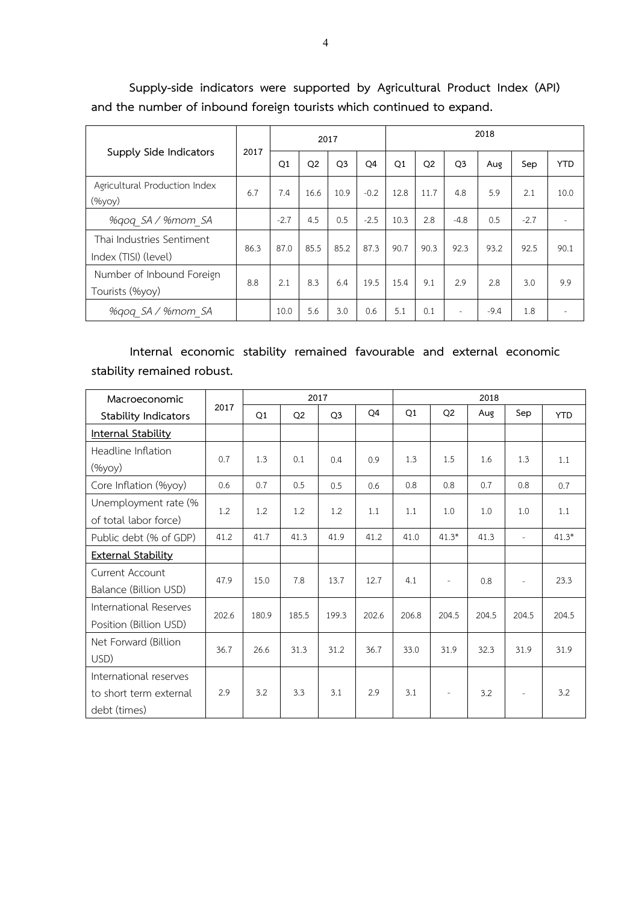**Supply-side indicators were supported by Agricultural Product Index (API) and the number of inbound foreign tourists which continued to expand.**

| Supply Side Indicators | 2017 | 2017 | | | | 2018 | | | | | |
|---|---|---|---|---|---|---|---|---|---|---|---|
| | | Q1 | Q2 | Q3 | Q4 | Q1 | Q2 | Q3 | Aug | Sep | YTD |
| Agricultural Production Index (%yoy) | 6.7 | 7.4 | 16.6 | 10.9 | -0.2 | 12.8 | 11.7 | 4.8 | 5.9 | 2.1 | 10.0 |
| *%qoq_SA / %mom_SA* | | -2.7 | 4.5 | 0.5 | -2.5 | 10.3 | 2.8 | -4.8 | 0.5 | -2.7 | - |
| Thai Industries Sentiment Index (TISI) (level) | 86.3 | 87.0 | 85.5 | 85.2 | 87.3 | 90.7 | 90.3 | 92.3 | 93.2 | 92.5 | 90.1 |
| Number of Inbound Foreign Tourists (%yoy) | 8.8 | 2.1 | 8.3 | 6.4 | 19.5 | 15.4 | 9.1 | 2.9 | 2.8 | 3.0 | 9.9 |
| *%qoq_SA / %mom_SA* | | 10.0 | 5.6 | 3.0 | 0.6 | 5.1 | 0.1 | - | -9.4 | 1.8 | - |

**Internal economic stability remained favourable and external economic stability remained robust.**

| Macroeconomic Stability Indicators | 2017 | 2017 | | | | 2018 | | | | |
|---|---|---|---|---|---|---|---|---|---|---|
| | | Q1 | Q2 | Q3 | Q4 | Q1 | Q2 | Aug | Sep | YTD |
| <u>Internal Stability</u> | | | | | | | | | | |
| Headline Inflation (%yoy) | 0.7 | 1.3 | 0.1 | 0.4 | 0.9 | 1.3 | 1.5 | 1.6 | 1.3 | 1.1 |
| Core Inflation (%yoy) | 0.6 | 0.7 | 0.5 | 0.5 | 0.6 | 0.8 | 0.8 | 0.7 | 0.8 | 0.7 |
| Unemployment rate (% of total labor force) | 1.2 | 1.2 | 1.2 | 1.2 | 1.1 | 1.1 | 1.0 | 1.0 | 1.0 | 1.1 |
| Public debt (% of GDP) | 41.2 | 41.7 | 41.3 | 41.9 | 41.2 | 41.0 | 41.3* | 41.3 | - | 41.3* |
| <u>External Stability</u> | | | | | | | | | | |
| Current Account Balance (Billion USD) | 47.9 | 15.0 | 7.8 | 13.7 | 12.7 | 4.1 | - | 0.8 | - | 23.3 |
| International Reserves Position (Billion USD) | 202.6 | 180.9 | 185.5 | 199.3 | 202.6 | 206.8 | 204.5 | 204.5 | 204.5 | 204.5 |
| Net Forward (Billion USD) | 36.7 | 26.6 | 31.3 | 31.2 | 36.7 | 33.0 | 31.9 | 32.3 | 31.9 | 31.9 |
| International reserves to short term external debt (times) | 2.9 | 3.2 | 3.3 | 3.1 | 2.9 | 3.1 | - | 3.2 | - | 3.2 |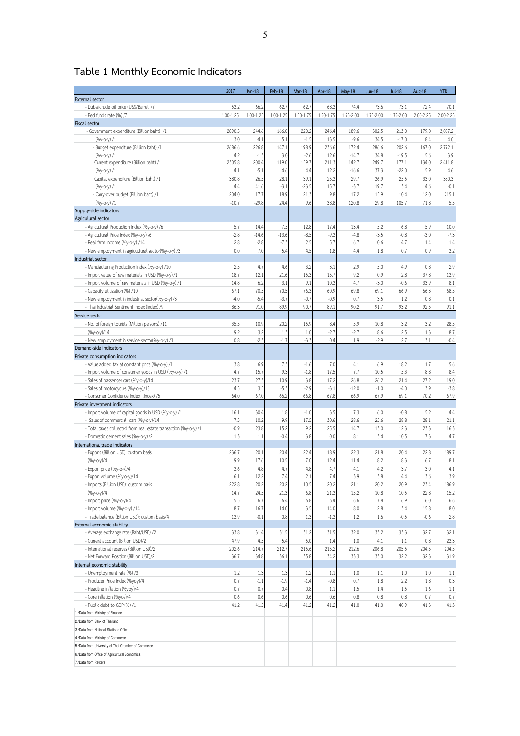## Table 1 Monthly Economic Indicators

| | 2017 | Jan-18 | Feb-18 | Mar-18 | Apr-18 | May-18 | Jun-18 | Jul-18 | Aug-18 | YTD |
|---|---|---|---|---|---|---|---|---|---|---|
| External sector | | | | | | | | | | |
| - Dubai crude oil price (US$/Barrel) /7 | 53.2 | 66.2 | 62.7 | 62.7 | 68.3 | 74.4 | 73.6 | 73.1 | 72.4 | 70.1 |
| - Fed funds rate (%) /7 | 1.00-1.25 | 1.00-1.25 | 1.00-1.25 | 1.50-1.75 | 1.50-1.75 | 1.75-2.00 | 1.75-2.00 | 1.75-2.00 | 2.00-2.25 | 2.00-2.25 |
| Fiscal sector | | | | | | | | | | |
| - Government expenditure (Billion baht) /1 | 2890.5 | 244.6 | 166.0 | 220.2 | 246.4 | 189.6 | 302.5 | 213.0 | 179.0 | 3,007.2 |
| (%y-o-y) /1 | 3.0 | -4.1 | 5.1 | -1.5 | 13.5 | -9.6 | 34.5 | -17.0 | 8.4 | 4.0 |
| - Budget expenditure (Billion baht) /1 | 2686.6 | 226.8 | 147.1 | 198.9 | 236.6 | 172.4 | 286.6 | 202.6 | 167.0 | 2,792.1 |
| (%y-o-y) /1 | 4.2 | -1.3 | 3.0 | -2.6 | 12.6 | -14.7 | 34.8 | -19.5 | 5.6 | 3.9 |
| Current expenditure (Billion baht) /1 | 2305.8 | 200.4 | 119.0 | 159.7 | 211.3 | 142.7 | 249.7 | 177.1 | 134.0 | 2,411.8 |
| (%y-o-y) /1 | 4.1 | -5.1 | 4.6 | 4.4 | 12.2 | -16.6 | 37.3 | -22.0 | 5.9 | 4.6 |
| Capital expenditure (Billion baht) /1 | 380.8 | 26.5 | 28.1 | 39.1 | 25.3 | 29.7 | 36.9 | 25.5 | 33.0 | 380.3 |
| (%y-o-y) /1 | 4.4 | 41.6 | -3.1 | -23.5 | 15.7 | -3.7 | 19.7 | 3.4 | 4.6 | -0.1 |
| - Carry-over budget (Billion baht) /1 | 204.0 | 17.7 | 18.9 | 21.3 | 9.8 | 17.2 | 15.9 | 10.4 | 12.0 | 215.1 |
| (%y-o-y) /1 | -10.7 | -29.8 | 24.4 | 9.6 | 38.8 | 120.8 | 29.8 | 105.7 | 71.8 | 5.5 |
| Supply-side indicators | | | | | | | | | | |
| Agricultural sector | | | | | | | | | | |
| - Agricultural Production Index (%y-o-y) /6 | 5.7 | 14.4 | 7.5 | 12.8 | 17.4 | 13.4 | 5.2 | 6.8 | 5.9 | 10.0 |
| - Agricultural Price Index (%y-o-y) /6 | -2.8 | -14.6 | -13.6 | -8.5 | -9.3 | -4.8 | -3.5 | -0.8 | -3.0 | -7.3 |
| - Real farm income (%y-o-y) /14 | 2.8 | -2.8 | -7.3 | 2.5 | 5.7 | 6.7 | 0.6 | 4.7 | 1.4 | 1.4 |
| - New employment in agricultural sector(%y-o-y) /3 | 0.0 | 7.0 | 5.4 | 4.5 | 1.8 | 4.4 | 1.8 | 0.7 | 0.9 | 3.2 |
| Industrial sector | | | | | | | | | | |
| - Manufacturing Production Index (%y-o-y) /10 | 2.5 | 4.7 | 4.6 | 3.2 | 3.1 | 2.9 | 5.0 | 4.9 | 0.8 | 2.9 |
| - Import value of raw materials in USD (%y-o-y) /1 | 18.7 | 12.1 | 21.6 | 15.3 | 15.7 | 9.2 | 0.9 | 2.8 | 37.8 | 13.9 |
| - Import volume of raw materials in USD (%y-o-y) /1 | 14.8 | 6.2 | 3.1 | 9.1 | 10.3 | 4.7 | -3.0 | -0.6 | 33.9 | 8.1 |
| - Capacity utilization (%) /10 | 67.1 | 70.5 | 70.5 | 76.3 | 60.9 | 69.8 | 69.1 | 66.9 | 66.3 | 68.5 |
| - New employment in industrial sector(%y-o-y) /3 | -4.0 | -5.4 | -3.7 | -0.7 | -0.9 | 0.7 | 3.5 | 1.2 | 0.8 | 0.1 |
| - Thai Industrial Sentiment Index (Index) /9 | 86.3 | 91.0 | 89.9 | 90.7 | 89.1 | 90.2 | 91.7 | 93.2 | 92.5 | 91.1 |
| Service sector | | | | | | | | | | |
| - No. of foreign tourists (Million persons) /11 | 35.5 | 10.9 | 20.2 | 15.9 | 8.4 | 5.9 | 10.8 | 3.2 | 3.2 | 28.5 |
| (%y-o-y)/14 | 9.2 | 3.2 | 1.3 | 1.0 | -2.7 | -2.7 | 8.6 | 2.5 | 1.3 | 8.7 |
| - New employment in service sector(%y-o-y) /3 | 0.8 | -2.3 | -1.7 | -3.3 | 0.4 | 1.9 | -2.9 | 2.7 | 3.1 | -0.4 |
| Demand-side indicators | | | | | | | | | | |
| Private consumption indicators | | | | | | | | | | |
| - Value added tax at constant price (%y-o-y) /1 | 3.8 | 6.9 | 7.3 | -1.6 | 7.0 | 4.1 | 6.9 | 18.2 | 1.7 | 5.6 |
| - Import volume of consumer goods in USD (%y-o-y) /1 | 4.7 | 15.7 | 9.3 | -1.8 | 17.5 | 7.7 | 10.5 | 5.3 | 8.8 | 8.4 |
| - Sales of passenger cars (%y-o-y)/14 | 23.7 | 27.3 | 10.9 | 3.8 | 17.2 | 26.8 | 26.2 | 21.4 | 27.2 | 19.0 |
| - Sales of motorcycles (%y-o-y)/13 | 4.5 | 3.5 | -5.3 | -2.9 | -3.1 | -12.0 | -1.0 | -4.0 | 3.9 | -3.8 |
| - Consumer Confidence Index (Index) /5 | 64.0 | 67.0 | 66.2 | 66.8 | 67.8 | 66.9 | 67.9 | 69.1 | 70.2 | 67.9 |
| Private investment indicators | | | | | | | | | | |
| - Import volume of capital goods in USD (%y-o-y) /1 | 16.1 | 30.4 | 1.8 | -1.0 | 3.5 | 7.3 | 6.0 | -0.8 | 5.2 | 4.4 |
| - Sales of commercial cars (%y-o-y)/14 | 7.5 | 10.2 | 9.9 | 17.5 | 30.6 | 28.6 | 25.6 | 28.8 | 28.1 | 21.1 |
| - Total taxes collected from real estate transaction (%y-o-y) /1 | -0.9 | 23.8 | 15.2 | 9.2 | 25.5 | 14.7 | 13.0 | 12.3 | 23.3 | 16.3 |
| - Domestic cement sales (%y-o-y) /2 | 1.3 | 1.1 | -0.4 | 3.8 | 0.0 | 8.1 | 3.4 | 10.5 | 7.3 | 4.7 |
| International trade indicators | | | | | | | | | | |
| - Exports (Billion USD): custom basis | 236.7 | 20.1 | 20.4 | 22.4 | 18.9 | 22.3 | 21.8 | 20.4 | 22.8 | 189.7 |
| (%y-o-y)/4 | 9.9 | 17.6 | 10.5 | 7.0 | 12.4 | 11.4 | 8.2 | 8.3 | 6.7 | 8.1 |
| - Export price (%y-o-y)/4 | 3.6 | 4.8 | 4.7 | 4.8 | 4.7 | 4.1 | 4.2 | 3.7 | 3.0 | 4.1 |
| - Export volume (%y-o-y)/14 | 6.1 | 12.2 | 7.4 | 2.1 | 7.4 | 3.9 | 3.8 | 4.4 | 3.6 | 3.9 |
| - Imports (Billion USD): custom basis | 222.8 | 20.2 | 20.2 | 10.5 | 20.2 | 21.1 | 20.2 | 20.9 | 23.4 | 186.9 |
| (%y-o-y)/4 | 14.7 | 24.5 | 21.3 | 6.8 | 21.3 | 15.2 | 10.8 | 10.5 | 22.8 | 15.2 |
| - Import price (%y-o-y)/4 | 5.5 | 6.7 | 6.4 | 6.8 | 6.4 | 6.6 | 7.8 | 6.9 | 6.0 | 6.6 |
| - Import volume (%y-o-y) /14 | 8.7 | 16.7 | 14.0 | 3.5 | 14.0 | 8.0 | 2.8 | 3.4 | 15.8 | 8.0 |
| - Trade balance (Billion USD): custom basis/4 | 13.9 | -0.1 | 0.8 | 1.3 | -1.3 | 1.2 | 1.6 | -0.5 | -0.6 | 2.8 |
| External economic stability | | | | | | | | | | |
| - Average exchange rate (Baht/USD) /2 | 33.8 | 31.4 | 31.5 | 31.2 | 31.5 | 32.0 | 33.2 | 33.3 | 32.7 | 32.1 |
| - Current account (Billion USD)/2 | 47.9 | 4.5 | 5.4 | 5.0 | 1.4 | 1.0 | 4.1 | 1.1 | 0.8 | 23.3 |
| - International reserves (Billion USD)/2 | 202.6 | 214.7 | 212.7 | 215.6 | 215.2 | 212.6 | 206.8 | 205.5 | 204.5 | 204.5 |
| - Net Forward Position (Billion USD)/2 | 36.7 | 34.8 | 36.1 | 35.8 | 34.2 | 33.3 | 33.0 | 32.2 | 32.3 | 31.9 |
| Internal economic stability | | | | | | | | | | |
| - Unemployment rate (%) /3 | 1.2 | 1.3 | 1.3 | 1.2 | 1.1 | 1.0 | 1.1 | 1.0 | 1.0 | 1.1 |
| - Producer Price Index (%yoy)/4 | 0.7 | -1.1 | -1.9 | -1.4 | -0.8 | 0.7 | 1.8 | 2.2 | 1.8 | 0.3 |
| - Headline inflation (%yoy)/4 | 0.7 | 0.7 | 0.4 | 0.8 | 1.1 | 1.5 | 1.4 | 1.5 | 1.6 | 1.1 |
| - Core inflation (%yoy)/4 | 0.6 | 0.6 | 0.6 | 0.6 | 0.6 | 0.8 | 0.8 | 0.8 | 0.7 | 0.7 |
| - Public debt to GDP (%) /1 | 41.2 | 41.5 | 41.4 | 41.2 | 41.2 | 41.0 | 41.0 | 40.9 | 41.3 | 41.3 |

1/Data from Ministry of Finance
2/Data from Bank of Thailand
3/Data from National Statistic Office
4/Data from Ministry of Commerce
5/Data from University of Thai Chamber of Commerce
6/Data from Office of Agricultural Economics
7/Data from Reuters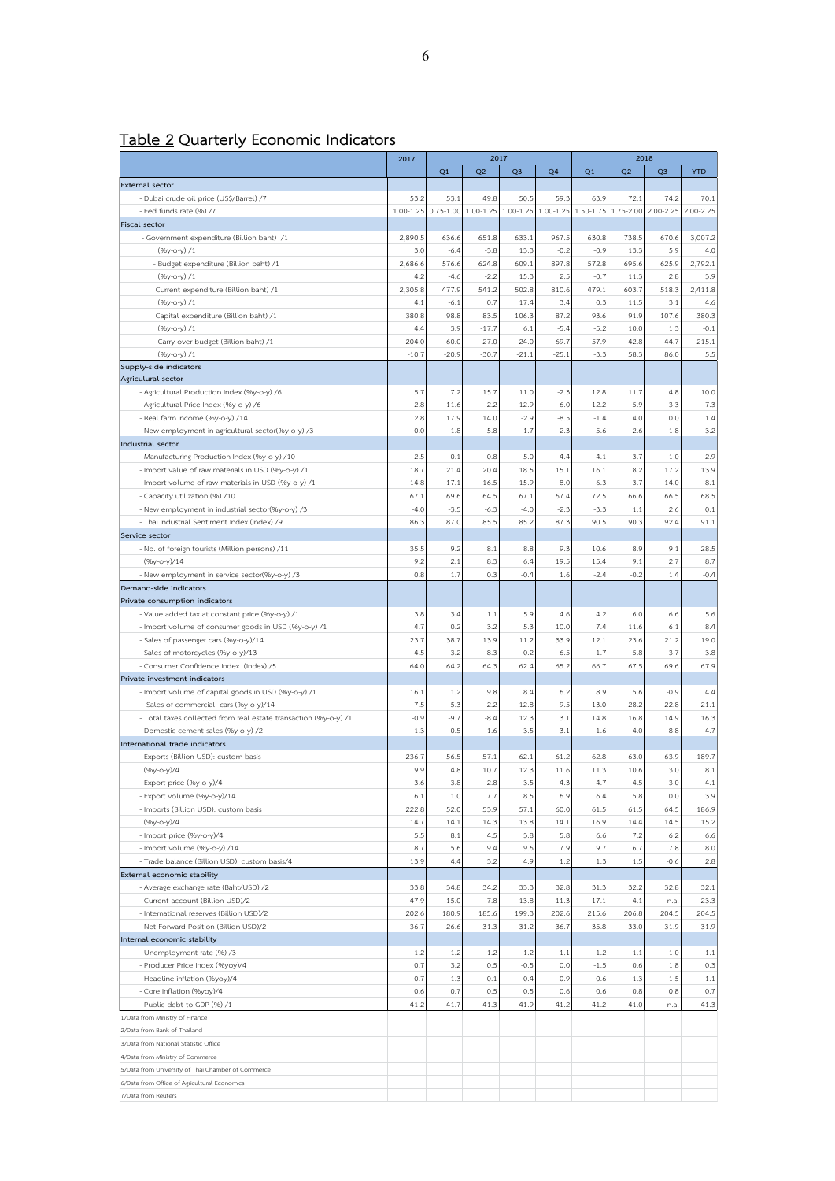## Table 2 Quarterly Economic Indicators

| | 2017 | 2017 | | | | 2018 | | | |
|---|---|---|---|---|---|---|---|---|---|
| | | Q1 | Q2 | Q3 | Q4 | Q1 | Q2 | Q3 | YTD |
| **External sector** | | | | | | | | | |
| - Dubai crude oil price (US$/Barrel) /7 | 53.2 | 53.1 | 49.8 | 50.5 | 59.3 | 63.9 | 72.1 | 74.2 | 70.1 |
| - Fed funds rate (%) /7 | 1.00-1.25 | 0.75-1.00 | 1.00-1.25 | 1.00-1.25 | 1.00-1.25 | 1.50-1.75 | 1.75-2.00 | 2.00-2.25 | 2.00-2.25 |
| **Fiscal sector** | | | | | | | | | |
| - Government expenditure (Billion baht) /1 | 2,890.5 | 636.6 | 651.8 | 633.1 | 967.5 | 630.8 | 738.5 | 670.6 | 3,007.2 |
| (%y-o-y) /1 | 3.0 | -6.4 | -3.8 | 13.3 | -0.2 | -0.9 | 13.3 | 5.9 | 4.0 |
| - Budget expenditure (Billion baht) /1 | 2,686.6 | 576.6 | 624.8 | 609.1 | 897.8 | 572.8 | 695.6 | 625.9 | 2,792.1 |
| (%y-o-y) /1 | 4.2 | -4.6 | -2.2 | 15.3 | 2.5 | -0.7 | 11.3 | 2.8 | 3.9 |
| Current expenditure (Billion baht) /1 | 2,305.8 | 477.9 | 541.2 | 502.8 | 810.6 | 479.1 | 603.7 | 518.3 | 2,411.8 |
| (%y-o-y) /1 | 4.1 | -6.1 | 0.7 | 17.4 | 3.4 | 0.3 | 11.5 | 3.1 | 4.6 |
| Capital expenditure (Billion baht) /1 | 380.8 | 98.8 | 83.5 | 106.3 | 87.2 | 93.6 | 91.9 | 107.6 | 380.3 |
| (%y-o-y) /1 | 4.4 | 3.9 | -17.7 | 6.1 | -5.4 | -5.2 | 10.0 | 1.3 | -0.1 |
| - Carry-over budget (Billion baht) /1 | 204.0 | 60.0 | 27.0 | 24.0 | 69.7 | 57.9 | 42.8 | 44.7 | 215.1 |
| (%y-o-y) /1 | -10.7 | -20.9 | -30.7 | -21.1 | -25.1 | -3.3 | 58.3 | 86.0 | 5.5 |
| **Supply-side indicators** | | | | | | | | | |
| **Agricultural sector** | | | | | | | | | |
| - Agricultural Production Index (%y-o-y) /6 | 5.7 | 7.2 | 15.7 | 11.0 | -2.3 | 12.8 | 11.7 | 4.8 | 10.0 |
| - Agricultural Price Index (%y-o-y) /6 | -2.8 | 11.6 | -2.2 | -12.9 | -6.0 | -12.2 | -5.9 | -3.3 | -7.3 |
| - Real farm income (%y-o-y) /14 | 2.8 | 17.9 | 14.0 | -2.9 | -8.5 | -1.4 | 4.0 | 0.0 | 1.4 |
| - New employment in agricultural sector(%y-o-y) /3 | 0.0 | -1.8 | 5.8 | -1.7 | -2.3 | 5.6 | 2.6 | 1.8 | 3.2 |
| **Industrial sector** | | | | | | | | | |
| - Manufacturing Production Index (%y-o-y) /10 | 2.5 | 0.1 | 0.8 | 5.0 | 4.4 | 4.1 | 3.7 | 1.0 | 2.9 |
| - Import value of raw materials in USD (%y-o-y) /1 | 18.7 | 21.4 | 20.4 | 18.5 | 15.1 | 16.1 | 8.2 | 17.2 | 13.9 |
| - Import volume of raw materials in USD (%y-o-y) /1 | 14.8 | 17.1 | 16.5 | 15.9 | 8.0 | 6.3 | 3.7 | 14.0 | 8.1 |
| - Capacity utilization (%) /10 | 67.1 | 69.6 | 64.5 | 67.1 | 67.4 | 72.5 | 66.6 | 66.5 | 68.5 |
| - New employment in industrial sector(%y-o-y) /3 | -4.0 | -3.5 | -6.3 | -4.0 | -2.3 | -3.3 | 1.1 | 2.6 | 0.1 |
| - Thai Industrial Sentiment Index (Index) /9 | 86.3 | 87.0 | 85.5 | 85.2 | 87.3 | 90.5 | 90.3 | 92.4 | 91.1 |
| **Service sector** | | | | | | | | | |
| - No. of foreign tourists (Million persons) /11 | 35.5 | 9.2 | 8.1 | 8.8 | 9.3 | 10.6 | 8.9 | 9.1 | 28.5 |
| (%y-o-y)/14 | 9.2 | 2.1 | 8.3 | 6.4 | 19.5 | 15.4 | 9.1 | 2.7 | 8.7 |
| - New employment in service sector(%y-o-y) /3 | 0.8 | 1.7 | 0.3 | -0.4 | 1.6 | -2.4 | -0.2 | 1.4 | -0.4 |
| **Demand-side indicators** | | | | | | | | | |
| **Private consumption indicators** | | | | | | | | | |
| - Value added tax at constant price (%y-o-y) /1 | 3.8 | 3.4 | 1.1 | 5.9 | 4.6 | 4.2 | 6.0 | 6.6 | 5.6 |
| - Import volume of consumer goods in USD (%y-o-y) /1 | 4.7 | 0.2 | 3.2 | 5.3 | 10.0 | 7.4 | 11.6 | 6.1 | 8.4 |
| - Sales of passenger cars (%y-o-y)/14 | 23.7 | 38.7 | 13.9 | 11.2 | 33.9 | 12.1 | 23.6 | 21.2 | 19.0 |
| - Sales of motorcycles (%y-o-y)/13 | 4.5 | 3.2 | 8.3 | 0.2 | 6.5 | -1.7 | -5.8 | -3.7 | -3.8 |
| - Consumer Confidence Index (Index) /5 | 64.0 | 64.2 | 64.3 | 62.4 | 65.2 | 66.7 | 67.5 | 69.6 | 67.9 |
| **Private investment indicators** | | | | | | | | | |
| - Import volume of capital goods in USD (%y-o-y) /1 | 16.1 | 1.2 | 9.8 | 8.4 | 6.2 | 8.9 | 5.6 | -0.9 | 4.4 |
| - Sales of commercial cars (%y-o-y)/14 | 7.5 | 5.3 | 2.2 | 12.8 | 9.5 | 13.0 | 28.2 | 22.8 | 21.1 |
| - Total taxes collected from real estate transaction (%y-o-y) /1 | -0.9 | -9.7 | -8.4 | 12.3 | 3.1 | 14.8 | 16.8 | 14.9 | 16.3 |
| - Domestic cement sales (%y-o-y) /2 | 1.3 | 0.5 | -1.6 | 3.5 | 3.1 | 1.6 | 4.0 | 8.8 | 4.7 |
| **International trade indicators** | | | | | | | | | |
| - Exports (Billion USD): custom basis | 236.7 | 56.5 | 57.1 | 62.1 | 61.2 | 62.8 | 63.0 | 63.9 | 189.7 |
| (%y-o-y)/4 | 9.9 | 4.8 | 10.7 | 12.3 | 11.6 | 11.3 | 10.6 | 3.0 | 8.1 |
| - Export price (%y-o-y)/4 | 3.6 | 3.8 | 2.8 | 3.5 | 4.3 | 4.7 | 4.5 | 3.0 | 4.1 |
| - Export volume (%y-o-y)/14 | 6.1 | 1.0 | 7.7 | 8.5 | 6.9 | 6.4 | 5.8 | 0.0 | 3.9 |
| - Imports (Billion USD): custom basis | 222.8 | 52.0 | 53.9 | 57.1 | 60.0 | 61.5 | 61.5 | 64.5 | 186.9 |
| (%y-o-y)/4 | 14.7 | 14.1 | 14.3 | 13.8 | 14.1 | 16.9 | 14.4 | 14.5 | 15.2 |
| - Import price (%y-o-y)/4 | 5.5 | 8.1 | 4.5 | 3.8 | 5.8 | 6.6 | 7.2 | 6.2 | 6.6 |
| - Import volume (%y-o-y) /14 | 8.7 | 5.6 | 9.4 | 9.6 | 7.9 | 9.7 | 6.7 | 7.8 | 8.0 |
| - Trade balance (Billion USD): custom basis/4 | 13.9 | 4.4 | 3.2 | 4.9 | 1.2 | 1.3 | 1.5 | -0.6 | 2.8 |
| **External economic stability** | | | | | | | | | |
| - Average exchange rate (Baht/USD) /2 | 33.8 | 34.8 | 34.2 | 33.3 | 32.8 | 31.3 | 32.2 | 32.8 | 32.1 |
| - Current account (Billion USD)/2 | 47.9 | 15.0 | 7.8 | 13.8 | 11.3 | 17.1 | 4.1 | n.a. | 23.3 |
| - International reserves (Billion USD)/2 | 202.6 | 180.9 | 185.6 | 199.3 | 202.6 | 215.6 | 206.8 | 204.5 | 204.5 |
| - Net Forward Position (Billion USD)/2 | 36.7 | 26.6 | 31.3 | 31.2 | 36.7 | 35.8 | 33.0 | 31.9 | 31.9 |
| **Internal economic stability** | | | | | | | | | |
| - Unemployment rate (%) /3 | 1.2 | 1.2 | 1.2 | 1.2 | 1.1 | 1.2 | 1.1 | 1.0 | 1.1 |
| - Producer Price Index (%yoy)/4 | 0.7 | 3.2 | 0.5 | -0.5 | 0.0 | -1.5 | 0.6 | 1.8 | 0.3 |
| - Headline inflation (%yoy)/4 | 0.7 | 1.3 | 0.1 | 0.4 | 0.9 | 0.6 | 1.3 | 1.5 | 1.1 |
| - Core inflation (%yoy)/4 | 0.6 | 0.7 | 0.5 | 0.5 | 0.6 | 0.6 | 0.8 | 0.8 | 0.7 |
| - Public debt to GDP (%) /1 | 41.2 | 41.7 | 41.3 | 41.9 | 41.2 | 41.2 | 41.0 | n.a. | 41.3 |

1/Data from Ministry of Finance
2/Data from Bank of Thailand
3/Data from National Statistic Office
4/Data from Ministry of Commerce
5/Data from University of Thai Chamber of Commerce
6/Data from Office of Agricultural Economics
7/Data from Reuters